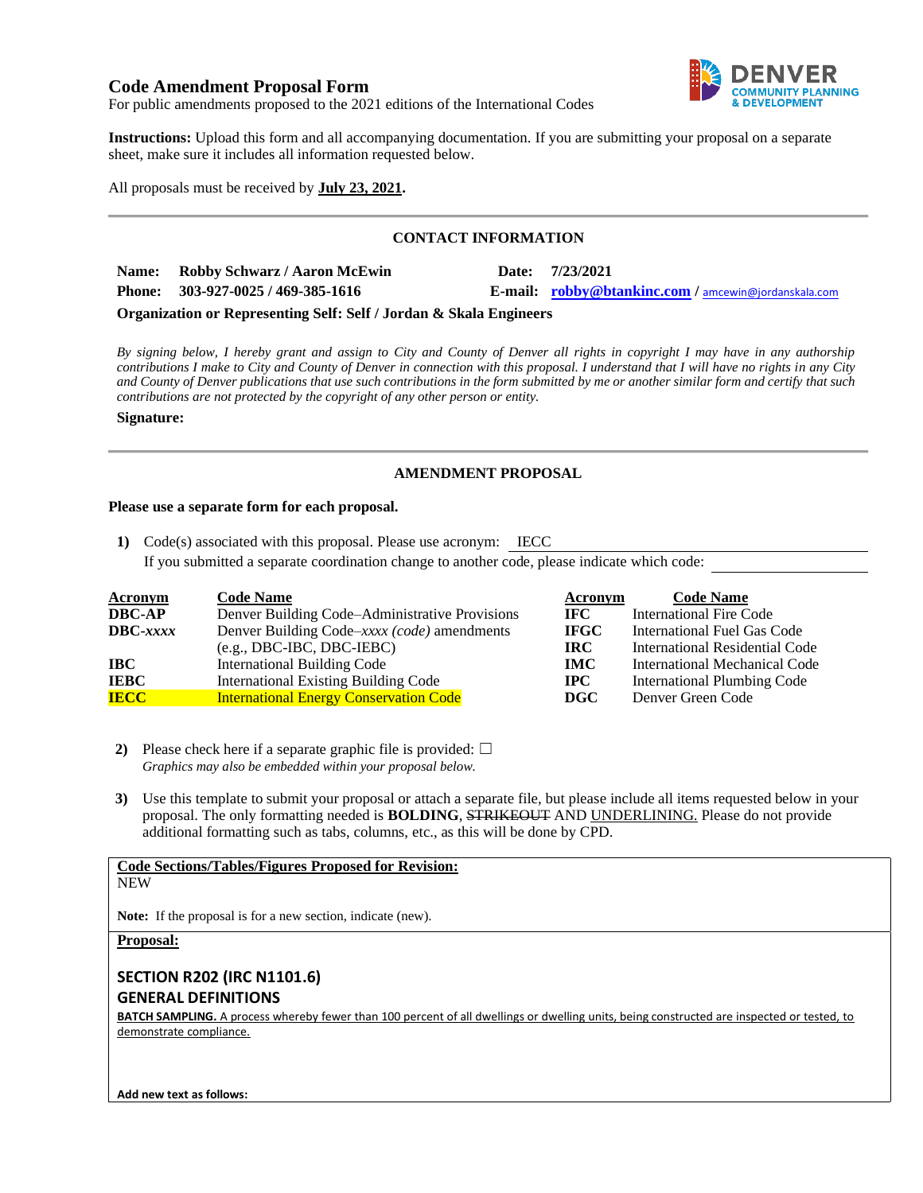# Code Amendment Proposal Form

For public amendments proposed to the 2021 editions of the International Codes

DENVER COMMUNITY PLANNING & DEVELOPMENT

**Instructions:** Upload this form and all accompanying documentation. If you are submitting your proposal on a separate sheet, make sure it includes all information requested below.

All proposals must be received by **July 23, 2021.**

---

## CONTACT INFORMATION

**Name:** Robby Schwarz / Aaron McEwin **Date:** 7/23/2021

**Phone:** 303-927-0025 / 469-385-1616 **E-mail:** robby@btankinc.com / amcewin@jordanskala.com

**Organization or Representing Self: Self / Jordan & Skala Engineers**

*By signing below, I hereby grant and assign to City and County of Denver all rights in copyright I may have in any authorship contributions I make to City and County of Denver in connection with this proposal. I understand that I will have no rights in any City and County of Denver publications that use such contributions in the form submitted by me or another similar form and certify that such contributions are not protected by the copyright of any other person or entity.*

**Signature:**

---

## AMENDMENT PROPOSAL

**Please use a separate form for each proposal.**

**1)** Code(s) associated with this proposal. Please use acronym: IECC

If you submitted a separate coordination change to another code, please indicate which code:

| Acronym | Code Name | Acronym | Code Name |
|---|---|---|---|
| **DBC-AP** | Denver Building Code–Administrative Provisions | **IFC** | International Fire Code |
| **DBC-*xxxx*** | Denver Building Code–*xxxx (code)* amendments (e.g., DBC-IBC, DBC-IEBC) | **IFGC** | International Fuel Gas Code |
| **IBC** | International Building Code | **IRC** | International Residential Code |
| **IEBC** | International Existing Building Code | **IMC** | International Mechanical Code |
| **IECC** | International Energy Conservation Code | **IPC** | International Plumbing Code |
| | | **DGC** | Denver Green Code |

**2)** Please check here if a separate graphic file is provided: ☐

*Graphics may also be embedded within your proposal below.*

**3)** Use this template to submit your proposal or attach a separate file, but please include all items requested below in your proposal. The only formatting needed is **BOLDING**, ~~STRIKEOUT~~ AND UNDERLINING. Please do not provide additional formatting such as tabs, columns, etc., as this will be done by CPD.

**Code Sections/Tables/Figures Proposed for Revision:**

NEW

**Note:** If the proposal is for a new section, indicate (new).

**Proposal:**

### SECTION R202 (IRC N1101.6)
### GENERAL DEFINITIONS

**BATCH SAMPLING.** A process whereby fewer than 100 percent of all dwellings or dwelling units, being constructed are inspected or tested, to demonstrate compliance.

**Add new text as follows:**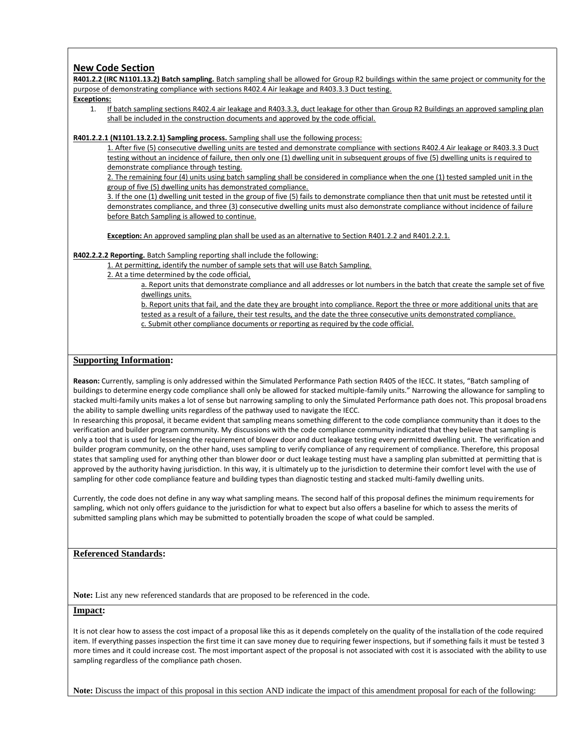## New Code Section

**R401.2.2 (IRC N1101.13.2) Batch sampling.** Batch sampling shall be allowed for Group R2 buildings within the same project or community for the purpose of demonstrating compliance with sections R402.4 Air leakage and R403.3.3 Duct testing.

**Exceptions:**

1. If batch sampling sections R402.4 air leakage and R403.3.3, duct leakage for other than Group R2 Buildings an approved sampling plan shall be included in the construction documents and approved by the code official.

**R401.2.2.1 (N1101.13.2.2.1) Sampling process.** Sampling shall use the following process:

1. After five (5) consecutive dwelling units are tested and demonstrate compliance with sections R402.4 Air leakage or R403.3.3 Duct testing without an incidence of failure, then only one (1) dwelling unit in subsequent groups of five (5) dwelling units is required to demonstrate compliance through testing.
2. The remaining four (4) units using batch sampling shall be considered in compliance when the one (1) tested sampled unit in the group of five (5) dwelling units has demonstrated compliance.
3. If the one (1) dwelling unit tested in the group of five (5) fails to demonstrate compliance then that unit must be retested until it demonstrates compliance, and three (3) consecutive dwelling units must also demonstrate compliance without incidence of failure before Batch Sampling is allowed to continue.

**Exception:** An approved sampling plan shall be used as an alternative to Section R401.2.2 and R401.2.2.1.

**R402.2.2.2 Reporting.** Batch Sampling reporting shall include the following:

1. At permitting, identify the number of sample sets that will use Batch Sampling.
2. At a time determined by the code official,
   - a. Report units that demonstrate compliance and all addresses or lot numbers in the batch that create the sample set of five dwellings units.
   - b. Report units that fail, and the date they are brought into compliance. Report the three or more additional units that are tested as a result of a failure, their test results, and the date the three consecutive units demonstrated compliance.
   - c. Submit other compliance documents or reporting as required by the code official.

## Supporting Information:

**Reason:** Currently, sampling is only addressed within the Simulated Performance Path section R405 of the IECC. It states, "Batch sampling of buildings to determine energy code compliance shall only be allowed for stacked multiple-family units." Narrowing the allowance for sampling to stacked multi-family units makes a lot of sense but narrowing sampling to only the Simulated Performance path does not. This proposal broadens the ability to sample dwelling units regardless of the pathway used to navigate the IECC.

In researching this proposal, it became evident that sampling means something different to the code compliance community than it does to the verification and builder program community. My discussions with the code compliance community indicated that they believe that sampling is only a tool that is used for lessening the requirement of blower door and duct leakage testing every permitted dwelling unit. The verification and builder program community, on the other hand, uses sampling to verify compliance of any requirement of compliance. Therefore, this proposal states that sampling used for anything other than blower door or duct leakage testing must have a sampling plan submitted at permitting that is approved by the authority having jurisdiction. In this way, it is ultimately up to the jurisdiction to determine their comfort level with the use of sampling for other code compliance feature and building types than diagnostic testing and stacked multi-family dwelling units.

Currently, the code does not define in any way what sampling means. The second half of this proposal defines the minimum requirements for sampling, which not only offers guidance to the jurisdiction for what to expect but also offers a baseline for which to assess the merits of submitted sampling plans which may be submitted to potentially broaden the scope of what could be sampled.

## Referenced Standards:

**Note:** List any new referenced standards that are proposed to be referenced in the code.

## Impact:

It is not clear how to assess the cost impact of a proposal like this as it depends completely on the quality of the installation of the code required item. If everything passes inspection the first time it can save money due to requiring fewer inspections, but if something fails it must be tested 3 more times and it could increase cost. The most important aspect of the proposal is not associated with cost it is associated with the ability to use sampling regardless of the compliance path chosen.

**Note:** Discuss the impact of this proposal in this section AND indicate the impact of this amendment proposal for each of the following: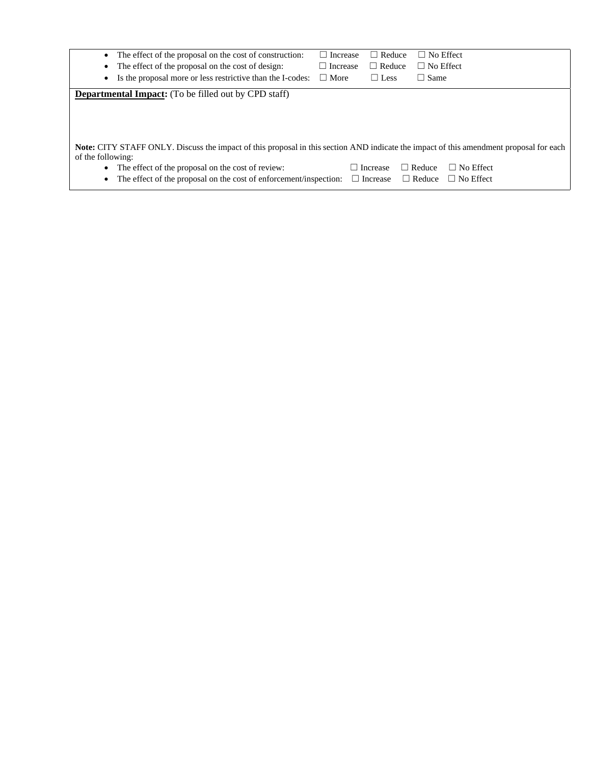- The effect of the proposal on the cost of construction: ☐ Increase ☐ Reduce ☐ No Effect
- The effect of the proposal on the cost of design: ☐ Increase ☐ Reduce ☐ No Effect
- Is the proposal more or less restrictive than the I-codes: ☐ More ☐ Less ☐ Same

**Departmental Impact:** (To be filled out by CPD staff)

**Note:** CITY STAFF ONLY. Discuss the impact of this proposal in this section AND indicate the impact of this amendment proposal for each of the following:

- The effect of the proposal on the cost of review: ☐ Increase ☐ Reduce ☐ No Effect
- The effect of the proposal on the cost of enforcement/inspection: ☐ Increase ☐ Reduce ☐ No Effect